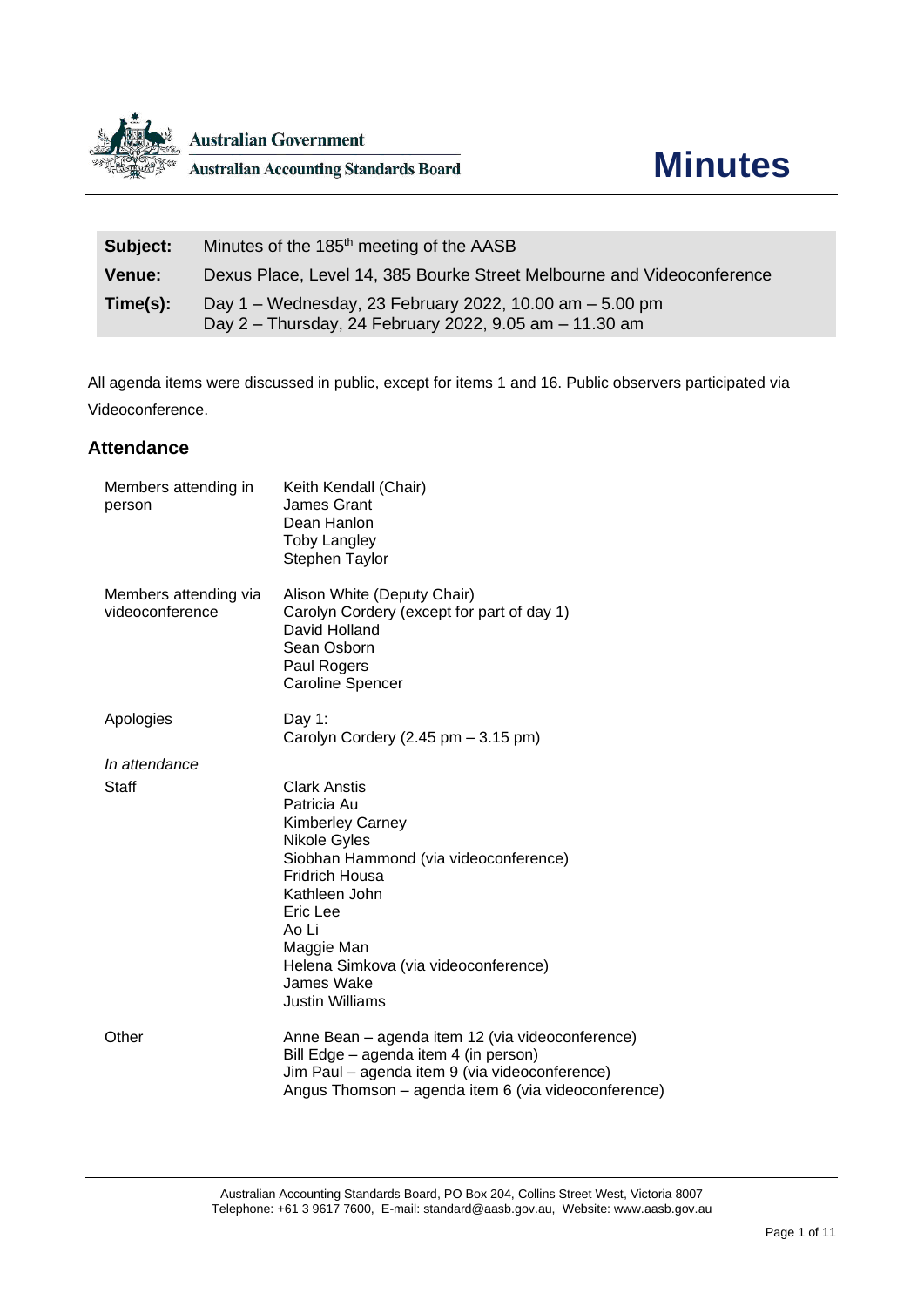Australian Government

Australian Accounting Standards Board

# Minutes

| | |
|---|---|
| **Subject:** | Minutes of the 185th meeting of the AASB |
| **Venue:** | Dexus Place, Level 14, 385 Bourke Street Melbourne and Videoconference |
| **Time(s):** | Day 1 – Wednesday, 23 February 2022, 10.00 am – 5.00 pm<br>Day 2 – Thursday, 24 February 2022, 9.05 am – 11.30 am |

All agenda items were discussed in public, except for items 1 and 16. Public observers participated via Videoconference.

## Attendance

| | |
|---|---|
| Members attending in person | Keith Kendall (Chair)<br>James Grant<br>Dean Hanlon<br>Toby Langley<br>Stephen Taylor |
| Members attending via videoconference | Alison White (Deputy Chair)<br>Carolyn Cordery (except for part of day 1)<br>David Holland<br>Sean Osborn<br>Paul Rogers<br>Caroline Spencer |
| Apologies | Day 1:<br>Carolyn Cordery (2.45 pm – 3.15 pm) |
| *In attendance* | |
| Staff | Clark Anstis<br>Patricia Au<br>Kimberley Carney<br>Nikole Gyles<br>Siobhan Hammond (via videoconference)<br>Fridrich Housa<br>Kathleen John<br>Eric Lee<br>Ao Li<br>Maggie Man<br>Helena Simkova (via videoconference)<br>James Wake<br>Justin Williams |
| Other | Anne Bean – agenda item 12 (via videoconference)<br>Bill Edge – agenda item 4 (in person)<br>Jim Paul – agenda item 9 (via videoconference)<br>Angus Thomson – agenda item 6 (via videoconference) |

Australian Accounting Standards Board, PO Box 204, Collins Street West, Victoria 8007
Telephone: +61 3 9617 7600, E-mail: standard@aasb.gov.au, Website: www.aasb.gov.au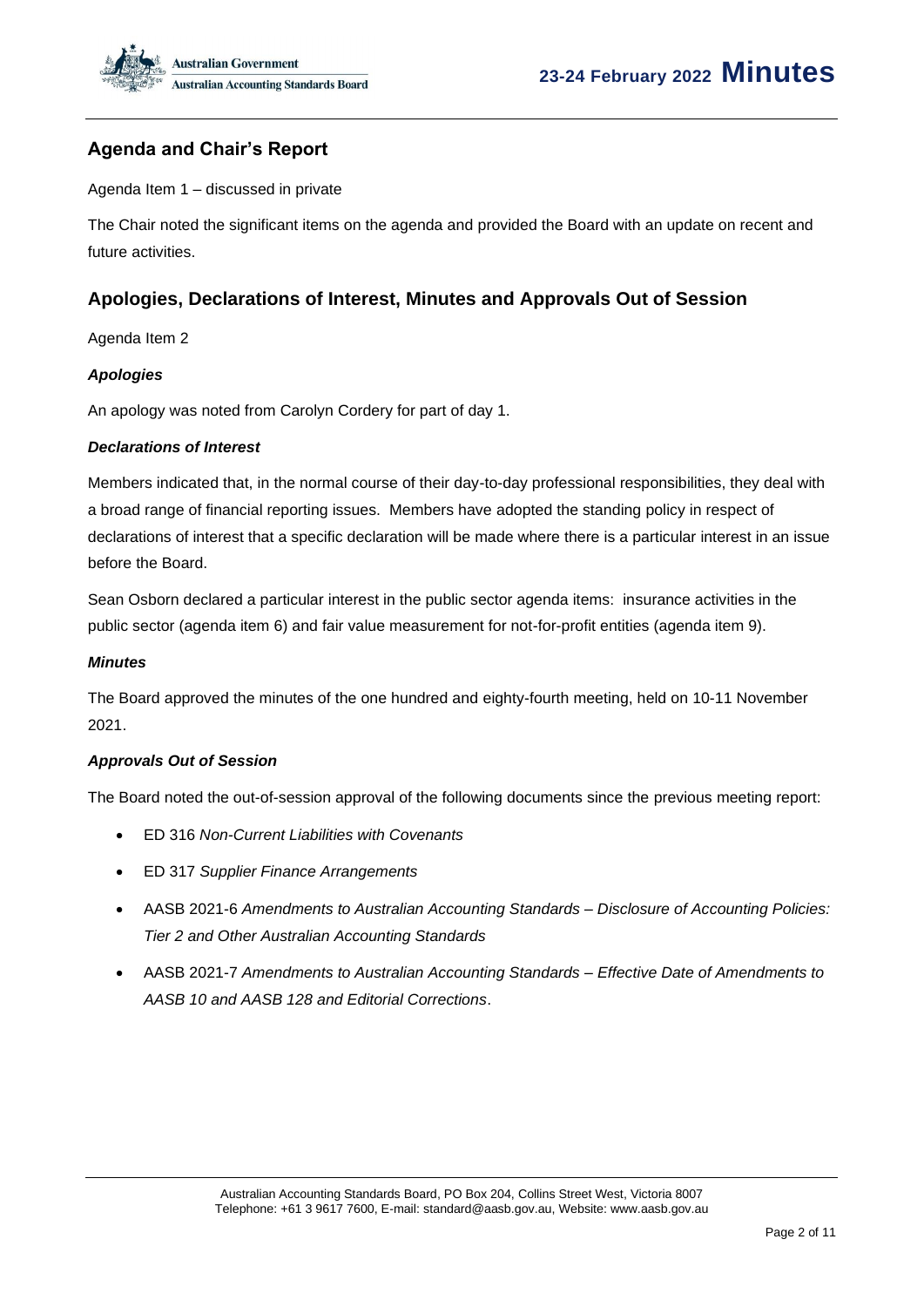## Agenda and Chair's Report

Agenda Item 1 – discussed in private

The Chair noted the significant items on the agenda and provided the Board with an update on recent and future activities.

## Apologies, Declarations of Interest, Minutes and Approvals Out of Session

Agenda Item 2

### *Apologies*

An apology was noted from Carolyn Cordery for part of day 1.

### *Declarations of Interest*

Members indicated that, in the normal course of their day-to-day professional responsibilities, they deal with a broad range of financial reporting issues. Members have adopted the standing policy in respect of declarations of interest that a specific declaration will be made where there is a particular interest in an issue before the Board.

Sean Osborn declared a particular interest in the public sector agenda items: insurance activities in the public sector (agenda item 6) and fair value measurement for not-for-profit entities (agenda item 9).

### *Minutes*

The Board approved the minutes of the one hundred and eighty-fourth meeting, held on 10-11 November 2021.

### *Approvals Out of Session*

The Board noted the out-of-session approval of the following documents since the previous meeting report:

- ED 316 *Non-Current Liabilities with Covenants*
- ED 317 *Supplier Finance Arrangements*
- AASB 2021-6 *Amendments to Australian Accounting Standards – Disclosure of Accounting Policies: Tier 2 and Other Australian Accounting Standards*
- AASB 2021-7 *Amendments to Australian Accounting Standards – Effective Date of Amendments to AASB 10 and AASB 128 and Editorial Corrections*.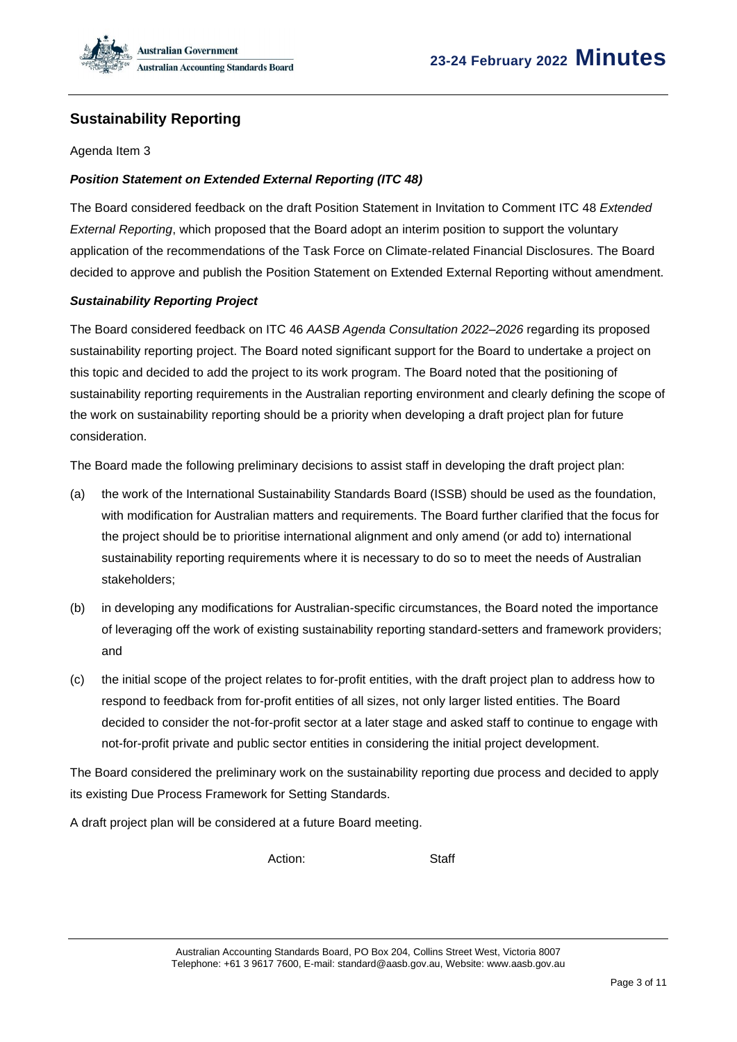## Sustainability Reporting

Agenda Item 3

### *Position Statement on Extended External Reporting (ITC 48)*

The Board considered feedback on the draft Position Statement in Invitation to Comment ITC 48 *Extended External Reporting*, which proposed that the Board adopt an interim position to support the voluntary application of the recommendations of the Task Force on Climate-related Financial Disclosures. The Board decided to approve and publish the Position Statement on Extended External Reporting without amendment.

### *Sustainability Reporting Project*

The Board considered feedback on ITC 46 *AASB Agenda Consultation 2022–2026* regarding its proposed sustainability reporting project. The Board noted significant support for the Board to undertake a project on this topic and decided to add the project to its work program. The Board noted that the positioning of sustainability reporting requirements in the Australian reporting environment and clearly defining the scope of the work on sustainability reporting should be a priority when developing a draft project plan for future consideration.

The Board made the following preliminary decisions to assist staff in developing the draft project plan:

(a) the work of the International Sustainability Standards Board (ISSB) should be used as the foundation, with modification for Australian matters and requirements. The Board further clarified that the focus for the project should be to prioritise international alignment and only amend (or add to) international sustainability reporting requirements where it is necessary to do so to meet the needs of Australian stakeholders;

(b) in developing any modifications for Australian-specific circumstances, the Board noted the importance of leveraging off the work of existing sustainability reporting standard-setters and framework providers; and

(c) the initial scope of the project relates to for-profit entities, with the draft project plan to address how to respond to feedback from for-profit entities of all sizes, not only larger listed entities. The Board decided to consider the not-for-profit sector at a later stage and asked staff to continue to engage with not-for-profit private and public sector entities in considering the initial project development.

The Board considered the preliminary work on the sustainability reporting due process and decided to apply its existing Due Process Framework for Setting Standards.

A draft project plan will be considered at a future Board meeting.

Action: Staff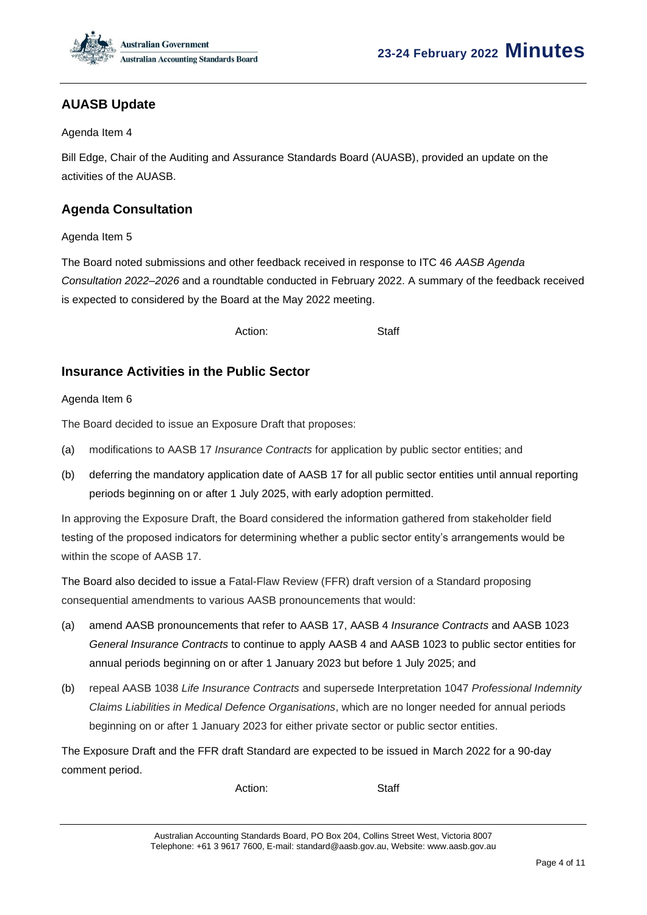## AUASB Update

Agenda Item 4

Bill Edge, Chair of the Auditing and Assurance Standards Board (AUASB), provided an update on the activities of the AUASB.

## Agenda Consultation

Agenda Item 5

The Board noted submissions and other feedback received in response to ITC 46 *AASB Agenda Consultation 2022–2026* and a roundtable conducted in February 2022. A summary of the feedback received is expected to considered by the Board at the May 2022 meeting.

Action: Staff

## Insurance Activities in the Public Sector

Agenda Item 6

The Board decided to issue an Exposure Draft that proposes:

(a) modifications to AASB 17 *Insurance Contracts* for application by public sector entities; and

(b) deferring the mandatory application date of AASB 17 for all public sector entities until annual reporting periods beginning on or after 1 July 2025, with early adoption permitted.

In approving the Exposure Draft, the Board considered the information gathered from stakeholder field testing of the proposed indicators for determining whether a public sector entity's arrangements would be within the scope of AASB 17.

The Board also decided to issue a Fatal-Flaw Review (FFR) draft version of a Standard proposing consequential amendments to various AASB pronouncements that would:

(a) amend AASB pronouncements that refer to AASB 17, AASB 4 *Insurance Contracts* and AASB 1023 *General Insurance Contracts* to continue to apply AASB 4 and AASB 1023 to public sector entities for annual periods beginning on or after 1 January 2023 but before 1 July 2025; and

(b) repeal AASB 1038 *Life Insurance Contracts* and supersede Interpretation 1047 *Professional Indemnity Claims Liabilities in Medical Defence Organisations*, which are no longer needed for annual periods beginning on or after 1 January 2023 for either private sector or public sector entities.

The Exposure Draft and the FFR draft Standard are expected to be issued in March 2022 for a 90-day comment period.

Action: Staff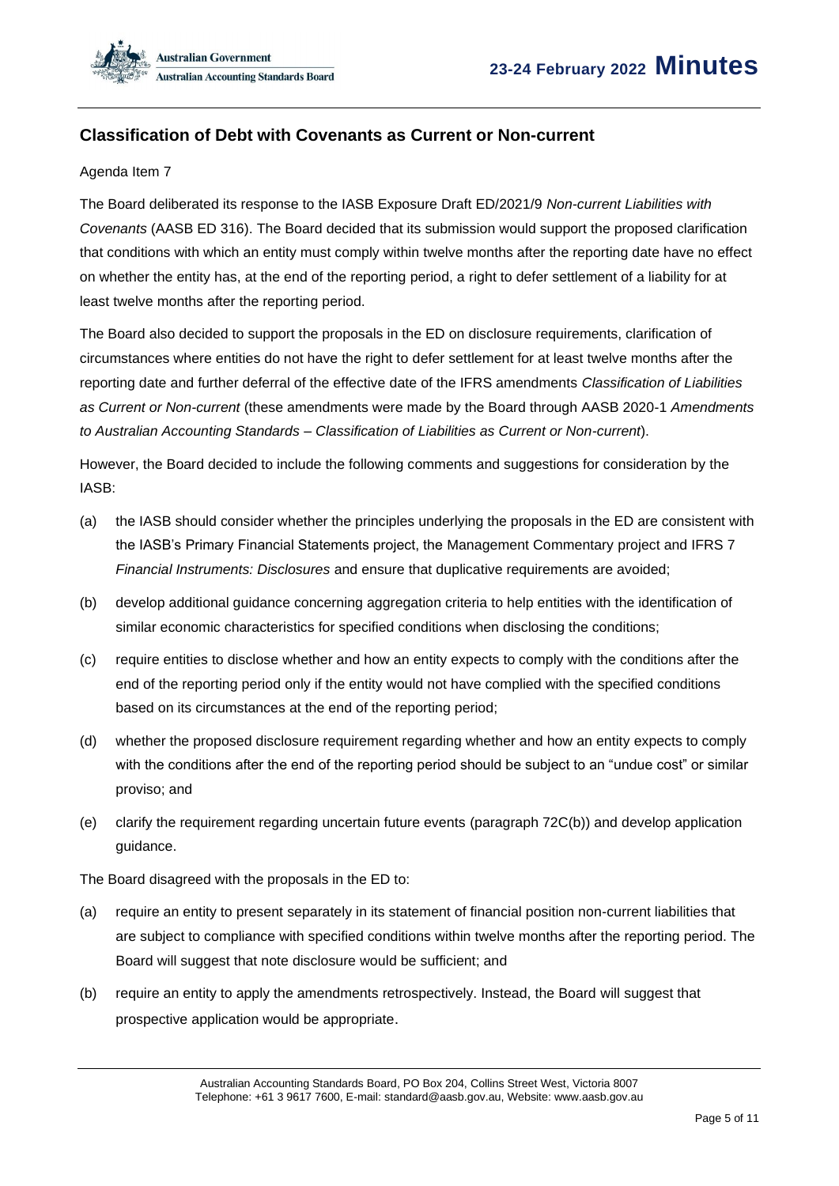## Classification of Debt with Covenants as Current or Non-current

Agenda Item 7

The Board deliberated its response to the IASB Exposure Draft ED/2021/9 *Non-current Liabilities with Covenants* (AASB ED 316). The Board decided that its submission would support the proposed clarification that conditions with which an entity must comply within twelve months after the reporting date have no effect on whether the entity has, at the end of the reporting period, a right to defer settlement of a liability for at least twelve months after the reporting period.

The Board also decided to support the proposals in the ED on disclosure requirements, clarification of circumstances where entities do not have the right to defer settlement for at least twelve months after the reporting date and further deferral of the effective date of the IFRS amendments *Classification of Liabilities as Current or Non-current* (these amendments were made by the Board through AASB 2020-1 *Amendments to Australian Accounting Standards – Classification of Liabilities as Current or Non-current*).

However, the Board decided to include the following comments and suggestions for consideration by the IASB:

(a) the IASB should consider whether the principles underlying the proposals in the ED are consistent with the IASB's Primary Financial Statements project, the Management Commentary project and IFRS 7 *Financial Instruments: Disclosures* and ensure that duplicative requirements are avoided;

(b) develop additional guidance concerning aggregation criteria to help entities with the identification of similar economic characteristics for specified conditions when disclosing the conditions;

(c) require entities to disclose whether and how an entity expects to comply with the conditions after the end of the reporting period only if the entity would not have complied with the specified conditions based on its circumstances at the end of the reporting period;

(d) whether the proposed disclosure requirement regarding whether and how an entity expects to comply with the conditions after the end of the reporting period should be subject to an "undue cost" or similar proviso; and

(e) clarify the requirement regarding uncertain future events (paragraph 72C(b)) and develop application guidance.

The Board disagreed with the proposals in the ED to:

(a) require an entity to present separately in its statement of financial position non-current liabilities that are subject to compliance with specified conditions within twelve months after the reporting period. The Board will suggest that note disclosure would be sufficient; and

(b) require an entity to apply the amendments retrospectively. Instead, the Board will suggest that prospective application would be appropriate.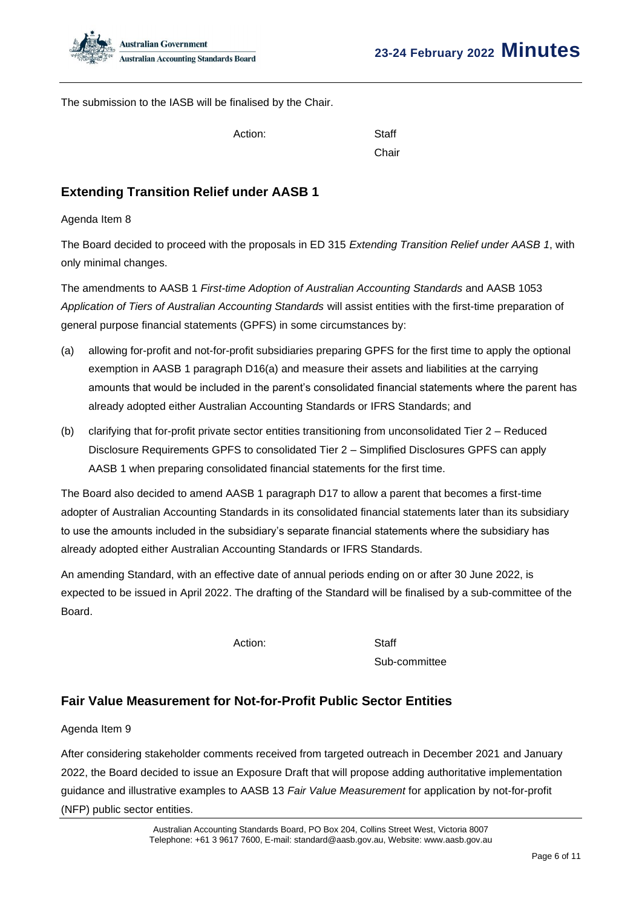The submission to the IASB will be finalised by the Chair.

Action: Staff
Chair

## Extending Transition Relief under AASB 1

Agenda Item 8

The Board decided to proceed with the proposals in ED 315 *Extending Transition Relief under AASB 1*, with only minimal changes.

The amendments to AASB 1 *First-time Adoption of Australian Accounting Standards* and AASB 1053 *Application of Tiers of Australian Accounting Standards* will assist entities with the first-time preparation of general purpose financial statements (GPFS) in some circumstances by:

(a) allowing for-profit and not-for-profit subsidiaries preparing GPFS for the first time to apply the optional exemption in AASB 1 paragraph D16(a) and measure their assets and liabilities at the carrying amounts that would be included in the parent's consolidated financial statements where the parent has already adopted either Australian Accounting Standards or IFRS Standards; and

(b) clarifying that for-profit private sector entities transitioning from unconsolidated Tier 2 – Reduced Disclosure Requirements GPFS to consolidated Tier 2 – Simplified Disclosures GPFS can apply AASB 1 when preparing consolidated financial statements for the first time.

The Board also decided to amend AASB 1 paragraph D17 to allow a parent that becomes a first-time adopter of Australian Accounting Standards in its consolidated financial statements later than its subsidiary to use the amounts included in the subsidiary's separate financial statements where the subsidiary has already adopted either Australian Accounting Standards or IFRS Standards.

An amending Standard, with an effective date of annual periods ending on or after 30 June 2022, is expected to be issued in April 2022. The drafting of the Standard will be finalised by a sub-committee of the Board.

Action: Staff
Sub-committee

## Fair Value Measurement for Not-for-Profit Public Sector Entities

Agenda Item 9

After considering stakeholder comments received from targeted outreach in December 2021 and January 2022, the Board decided to issue an Exposure Draft that will propose adding authoritative implementation guidance and illustrative examples to AASB 13 *Fair Value Measurement* for application by not-for-profit (NFP) public sector entities.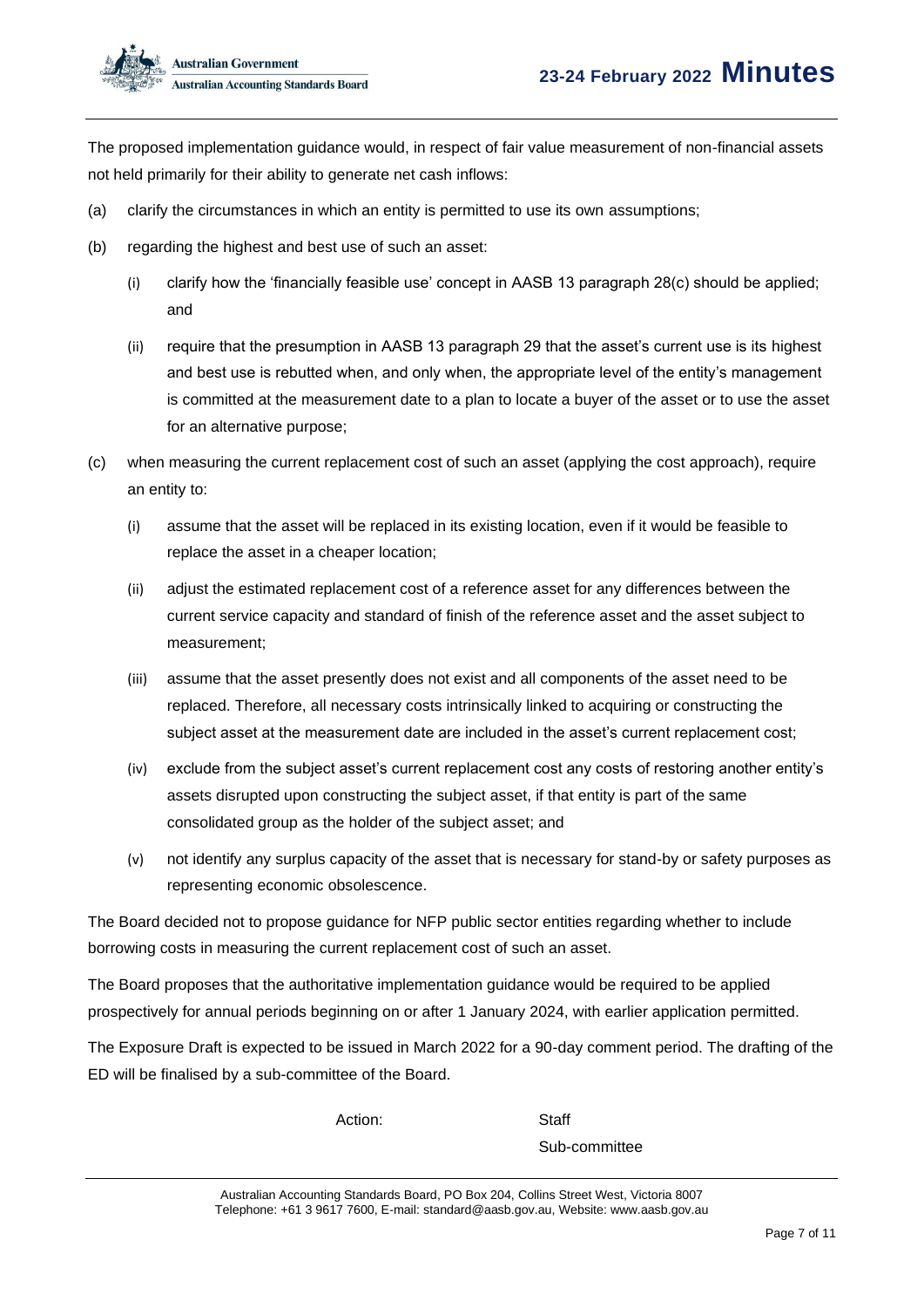The proposed implementation guidance would, in respect of fair value measurement of non-financial assets not held primarily for their ability to generate net cash inflows:

(a) clarify the circumstances in which an entity is permitted to use its own assumptions;

(b) regarding the highest and best use of such an asset:

  (i) clarify how the 'financially feasible use' concept in AASB 13 paragraph 28(c) should be applied; and

  (ii) require that the presumption in AASB 13 paragraph 29 that the asset's current use is its highest and best use is rebutted when, and only when, the appropriate level of the entity's management is committed at the measurement date to a plan to locate a buyer of the asset or to use the asset for an alternative purpose;

(c) when measuring the current replacement cost of such an asset (applying the cost approach), require an entity to:

  (i) assume that the asset will be replaced in its existing location, even if it would be feasible to replace the asset in a cheaper location;

  (ii) adjust the estimated replacement cost of a reference asset for any differences between the current service capacity and standard of finish of the reference asset and the asset subject to measurement;

  (iii) assume that the asset presently does not exist and all components of the asset need to be replaced. Therefore, all necessary costs intrinsically linked to acquiring or constructing the subject asset at the measurement date are included in the asset's current replacement cost;

  (iv) exclude from the subject asset's current replacement cost any costs of restoring another entity's assets disrupted upon constructing the subject asset, if that entity is part of the same consolidated group as the holder of the subject asset; and

  (v) not identify any surplus capacity of the asset that is necessary for stand-by or safety purposes as representing economic obsolescence.

The Board decided not to propose guidance for NFP public sector entities regarding whether to include borrowing costs in measuring the current replacement cost of such an asset.

The Board proposes that the authoritative implementation guidance would be required to be applied prospectively for annual periods beginning on or after 1 January 2024, with earlier application permitted.

The Exposure Draft is expected to be issued in March 2022 for a 90-day comment period. The drafting of the ED will be finalised by a sub-committee of the Board.

Action: Staff
Sub-committee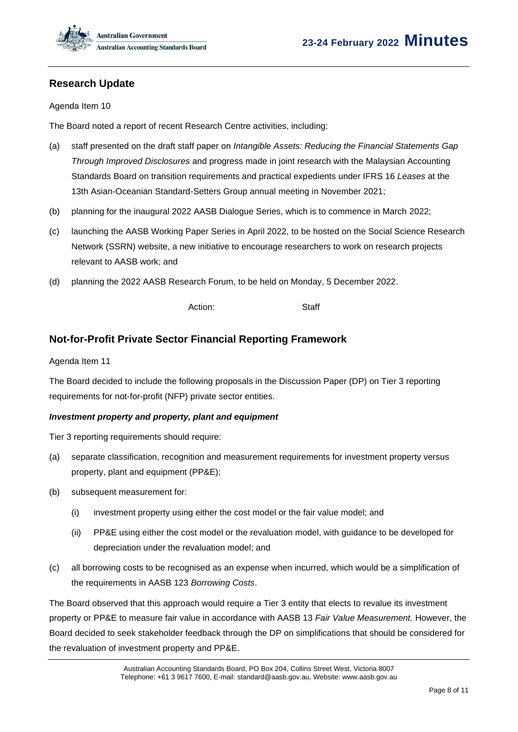## Research Update

Agenda Item 10

The Board noted a report of recent Research Centre activities, including:

(a) staff presented on the draft staff paper on *Intangible Assets: Reducing the Financial Statements Gap Through Improved Disclosures* and progress made in joint research with the Malaysian Accounting Standards Board on transition requirements and practical expedients under IFRS 16 *Leases* at the 13th Asian-Oceanian Standard-Setters Group annual meeting in November 2021;

(b) planning for the inaugural 2022 AASB Dialogue Series, which is to commence in March 2022;

(c) launching the AASB Working Paper Series in April 2022, to be hosted on the Social Science Research Network (SSRN) website, a new initiative to encourage researchers to work on research projects relevant to AASB work; and

(d) planning the 2022 AASB Research Forum, to be held on Monday, 5 December 2022.

Action: Staff

## Not-for-Profit Private Sector Financial Reporting Framework

Agenda Item 11

The Board decided to include the following proposals in the Discussion Paper (DP) on Tier 3 reporting requirements for not-for-profit (NFP) private sector entities.

***Investment property and property, plant and equipment***

Tier 3 reporting requirements should require:

(a) separate classification, recognition and measurement requirements for investment property versus property, plant and equipment (PP&E);

(b) subsequent measurement for:

  (i) investment property using either the cost model or the fair value model; and

  (ii) PP&E using either the cost model or the revaluation model, with guidance to be developed for depreciation under the revaluation model; and

(c) all borrowing costs to be recognised as an expense when incurred, which would be a simplification of the requirements in AASB 123 *Borrowing Costs*.

The Board observed that this approach would require a Tier 3 entity that elects to revalue its investment property or PP&E to measure fair value in accordance with AASB 13 *Fair Value Measurement.* However, the Board decided to seek stakeholder feedback through the DP on simplifications that should be considered for the revaluation of investment property and PP&E.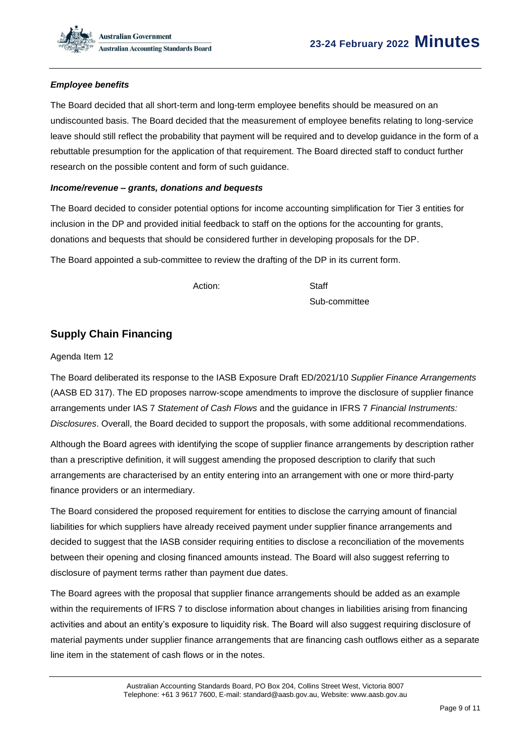***Employee benefits***

The Board decided that all short-term and long-term employee benefits should be measured on an undiscounted basis. The Board decided that the measurement of employee benefits relating to long-service leave should still reflect the probability that payment will be required and to develop guidance in the form of a rebuttable presumption for the application of that requirement. The Board directed staff to conduct further research on the possible content and form of such guidance.

***Income/revenue – grants, donations and bequests***

The Board decided to consider potential options for income accounting simplification for Tier 3 entities for inclusion in the DP and provided initial feedback to staff on the options for the accounting for grants, donations and bequests that should be considered further in developing proposals for the DP.

The Board appointed a sub-committee to review the drafting of the DP in its current form.

Action: Staff
Sub-committee

## Supply Chain Financing

Agenda Item 12

The Board deliberated its response to the IASB Exposure Draft ED/2021/10 *Supplier Finance Arrangements* (AASB ED 317). The ED proposes narrow-scope amendments to improve the disclosure of supplier finance arrangements under IAS 7 *Statement of Cash Flows* and the guidance in IFRS 7 *Financial Instruments: Disclosures*. Overall, the Board decided to support the proposals, with some additional recommendations.

Although the Board agrees with identifying the scope of supplier finance arrangements by description rather than a prescriptive definition, it will suggest amending the proposed description to clarify that such arrangements are characterised by an entity entering into an arrangement with one or more third-party finance providers or an intermediary.

The Board considered the proposed requirement for entities to disclose the carrying amount of financial liabilities for which suppliers have already received payment under supplier finance arrangements and decided to suggest that the IASB consider requiring entities to disclose a reconciliation of the movements between their opening and closing financed amounts instead. The Board will also suggest referring to disclosure of payment terms rather than payment due dates.

The Board agrees with the proposal that supplier finance arrangements should be added as an example within the requirements of IFRS 7 to disclose information about changes in liabilities arising from financing activities and about an entity's exposure to liquidity risk. The Board will also suggest requiring disclosure of material payments under supplier finance arrangements that are financing cash outflows either as a separate line item in the statement of cash flows or in the notes.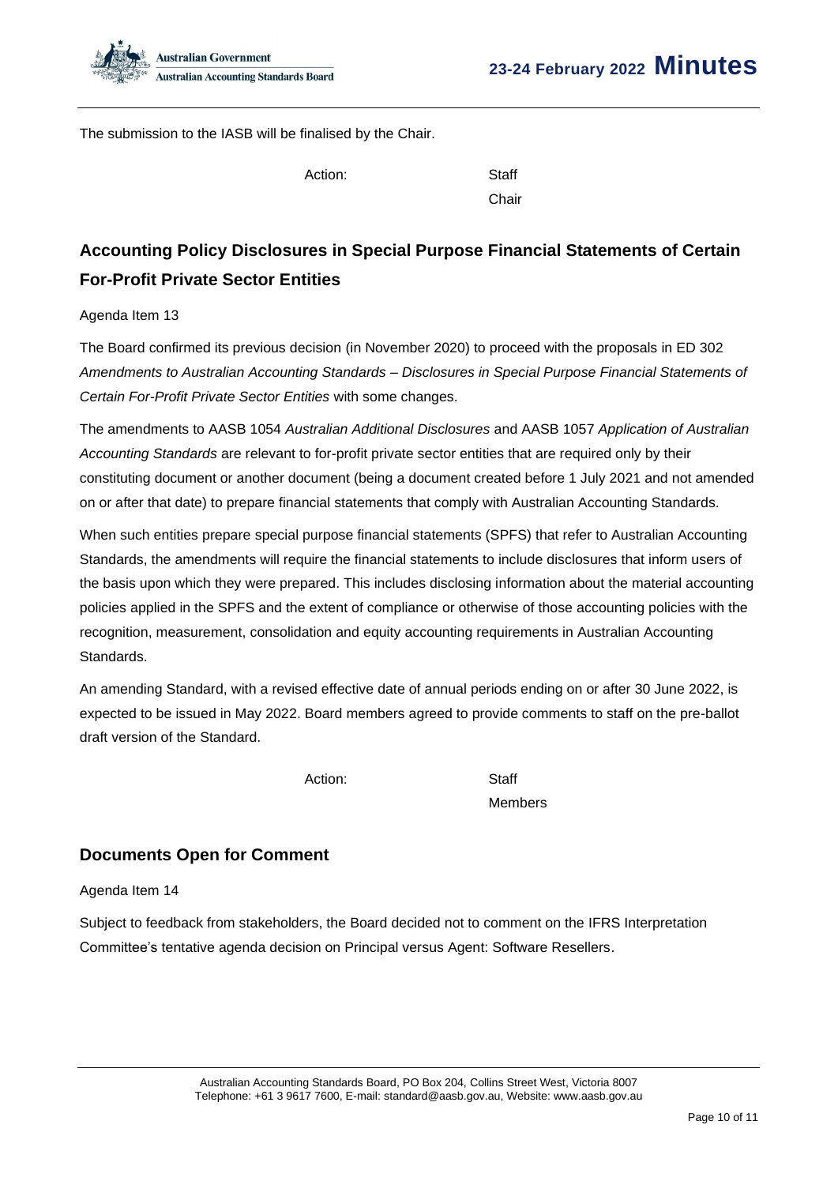The submission to the IASB will be finalised by the Chair.

Action: Staff
Chair

## Accounting Policy Disclosures in Special Purpose Financial Statements of Certain For-Profit Private Sector Entities

Agenda Item 13

The Board confirmed its previous decision (in November 2020) to proceed with the proposals in ED 302 *Amendments to Australian Accounting Standards – Disclosures in Special Purpose Financial Statements of Certain For-Profit Private Sector Entities* with some changes.

The amendments to AASB 1054 *Australian Additional Disclosures* and AASB 1057 *Application of Australian Accounting Standards* are relevant to for-profit private sector entities that are required only by their constituting document or another document (being a document created before 1 July 2021 and not amended on or after that date) to prepare financial statements that comply with Australian Accounting Standards.

When such entities prepare special purpose financial statements (SPFS) that refer to Australian Accounting Standards, the amendments will require the financial statements to include disclosures that inform users of the basis upon which they were prepared. This includes disclosing information about the material accounting policies applied in the SPFS and the extent of compliance or otherwise of those accounting policies with the recognition, measurement, consolidation and equity accounting requirements in Australian Accounting Standards.

An amending Standard, with a revised effective date of annual periods ending on or after 30 June 2022, is expected to be issued in May 2022. Board members agreed to provide comments to staff on the pre-ballot draft version of the Standard.

Action: Staff
Members

## Documents Open for Comment

Agenda Item 14

Subject to feedback from stakeholders, the Board decided not to comment on the IFRS Interpretation Committee's tentative agenda decision on Principal versus Agent: Software Resellers.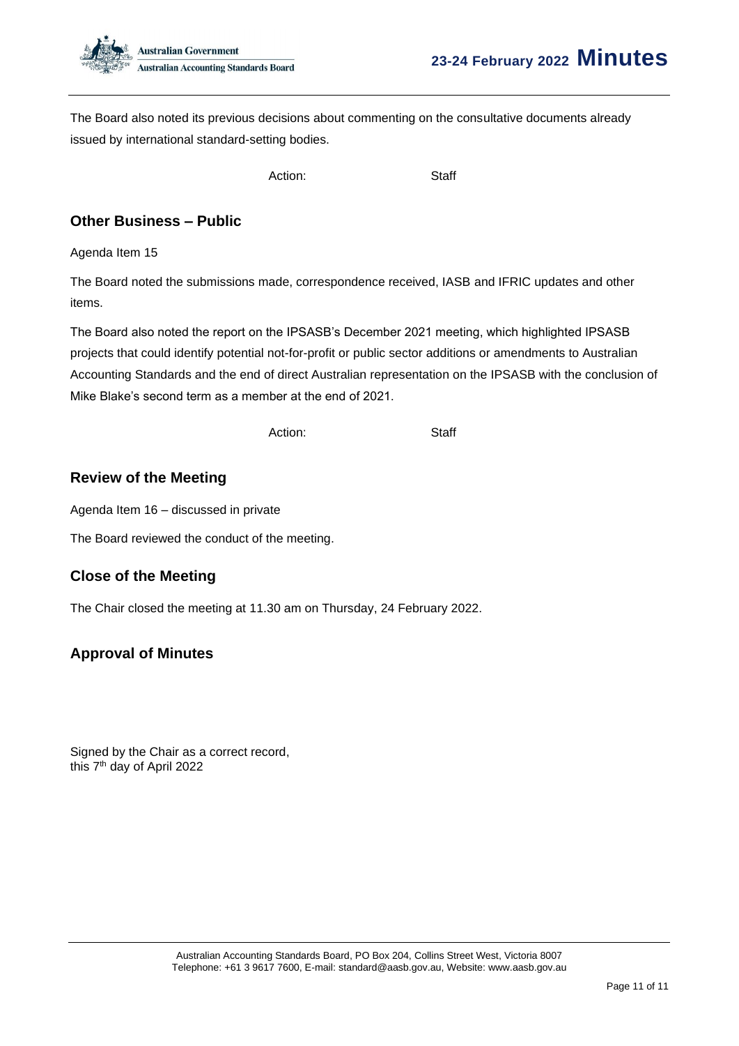The Board also noted its previous decisions about commenting on the consultative documents already issued by international standard-setting bodies.

Action: Staff

## Other Business – Public

Agenda Item 15

The Board noted the submissions made, correspondence received, IASB and IFRIC updates and other items.

The Board also noted the report on the IPSASB's December 2021 meeting, which highlighted IPSASB projects that could identify potential not-for-profit or public sector additions or amendments to Australian Accounting Standards and the end of direct Australian representation on the IPSASB with the conclusion of Mike Blake's second term as a member at the end of 2021.

Action: Staff

## Review of the Meeting

Agenda Item 16 – discussed in private

The Board reviewed the conduct of the meeting.

## Close of the Meeting

The Chair closed the meeting at 11.30 am on Thursday, 24 February 2022.

## Approval of Minutes

Signed by the Chair as a correct record,
this 7th day of April 2022

Australian Accounting Standards Board, PO Box 204, Collins Street West, Victoria 8007
Telephone: +61 3 9617 7600, E-mail: standard@aasb.gov.au, Website: www.aasb.gov.au